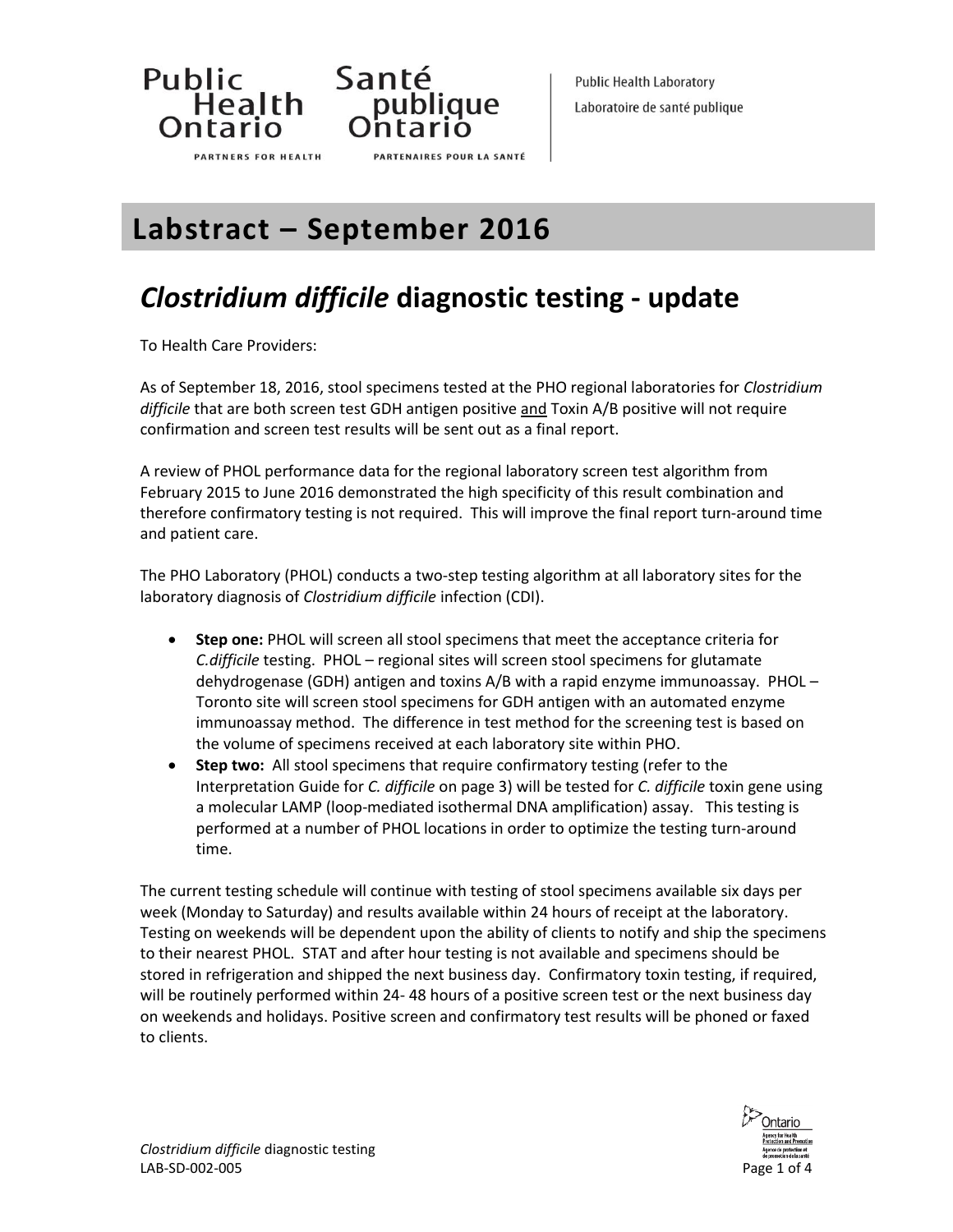Public Health Ontario
PARTNERS FOR HEALTH

Santé publique Ontario
PARTENAIRES POUR LA SANTÉ

Public Health Laboratory
Laboratoire de santé publique

# Labstract – September 2016

## *Clostridium difficile* diagnostic testing - update

To Health Care Providers:

As of September 18, 2016, stool specimens tested at the PHO regional laboratories for *Clostridium difficile* that are both screen test GDH antigen positive and Toxin A/B positive will not require confirmation and screen test results will be sent out as a final report.

A review of PHOL performance data for the regional laboratory screen test algorithm from February 2015 to June 2016 demonstrated the high specificity of this result combination and therefore confirmatory testing is not required. This will improve the final report turn-around time and patient care.

The PHO Laboratory (PHOL) conducts a two-step testing algorithm at all laboratory sites for the laboratory diagnosis of *Clostridium difficile* infection (CDI).

- **Step one:** PHOL will screen all stool specimens that meet the acceptance criteria for *C.difficile* testing. PHOL – regional sites will screen stool specimens for glutamate dehydrogenase (GDH) antigen and toxins A/B with a rapid enzyme immunoassay. PHOL – Toronto site will screen stool specimens for GDH antigen with an automated enzyme immunoassay method. The difference in test method for the screening test is based on the volume of specimens received at each laboratory site within PHO.
- **Step two:** All stool specimens that require confirmatory testing (refer to the Interpretation Guide for *C. difficile* on page 3) will be tested for *C. difficile* toxin gene using a molecular LAMP (loop-mediated isothermal DNA amplification) assay. This testing is performed at a number of PHOL locations in order to optimize the testing turn-around time.

The current testing schedule will continue with testing of stool specimens available six days per week (Monday to Saturday) and results available within 24 hours of receipt at the laboratory. Testing on weekends will be dependent upon the ability of clients to notify and ship the specimens to their nearest PHOL. STAT and after hour testing is not available and specimens should be stored in refrigeration and shipped the next business day. Confirmatory toxin testing, if required, will be routinely performed within 24- 48 hours of a positive screen test or the next business day on weekends and holidays. Positive screen and confirmatory test results will be phoned or faxed to clients.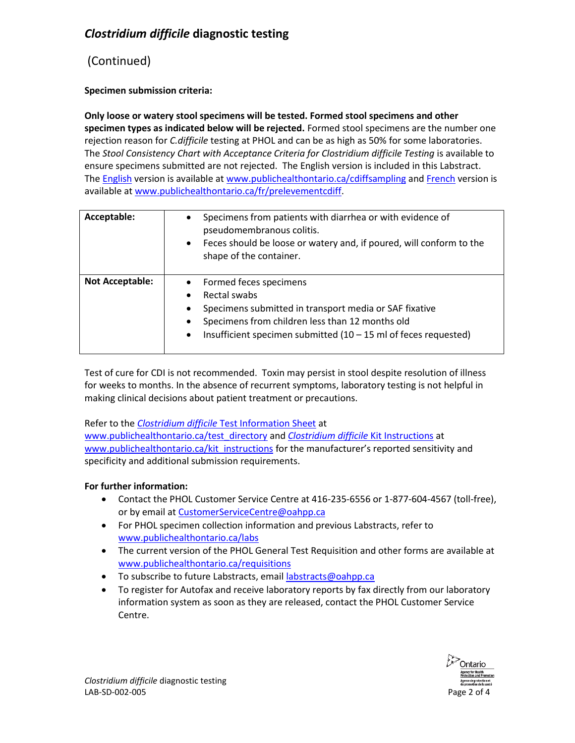## *Clostridium difficile* diagnostic testing

(Continued)

**Specimen submission criteria:**

**Only loose or watery stool specimens will be tested. Formed stool specimens and other specimen types as indicated below will be rejected.** Formed stool specimens are the number one rejection reason for *C.difficile* testing at PHOL and can be as high as 50% for some laboratories. The *Stool Consistency Chart with Acceptance Criteria for Clostridium difficile Testing* is available to ensure specimens submitted are not rejected. The English version is included in this Labstract. The English version is available at www.publichealthontario.ca/cdiffsampling and French version is available at www.publichealthontario.ca/fr/prelevementcdiff.

| | |
|---|---|
| **Acceptable:** | • Specimens from patients with diarrhea or with evidence of pseudomembranous colitis.<br>• Feces should be loose or watery and, if poured, will conform to the shape of the container. |
| **Not Acceptable:** | • Formed feces specimens<br>• Rectal swabs<br>• Specimens submitted in transport media or SAF fixative<br>• Specimens from children less than 12 months old<br>• Insufficient specimen submitted (10 – 15 ml of feces requested) |

Test of cure for CDI is not recommended. Toxin may persist in stool despite resolution of illness for weeks to months. In the absence of recurrent symptoms, laboratory testing is not helpful in making clinical decisions about patient treatment or precautions.

Refer to the *Clostridium difficile* Test Information Sheet at www.publichealthontario.ca/test_directory and *Clostridium difficile* Kit Instructions at www.publichealthontario.ca/kit_instructions for the manufacturer's reported sensitivity and specificity and additional submission requirements.

**For further information:**

- Contact the PHOL Customer Service Centre at 416-235-6556 or 1-877-604-4567 (toll-free), or by email at CustomerServiceCentre@oahpp.ca
- For PHOL specimen collection information and previous Labstracts, refer to www.publichealthontario.ca/labs
- The current version of the PHOL General Test Requisition and other forms are available at www.publichealthontario.ca/requisitions
- To subscribe to future Labstracts, email labstracts@oahpp.ca
- To register for Autofax and receive laboratory reports by fax directly from our laboratory information system as soon as they are released, contact the PHOL Customer Service Centre.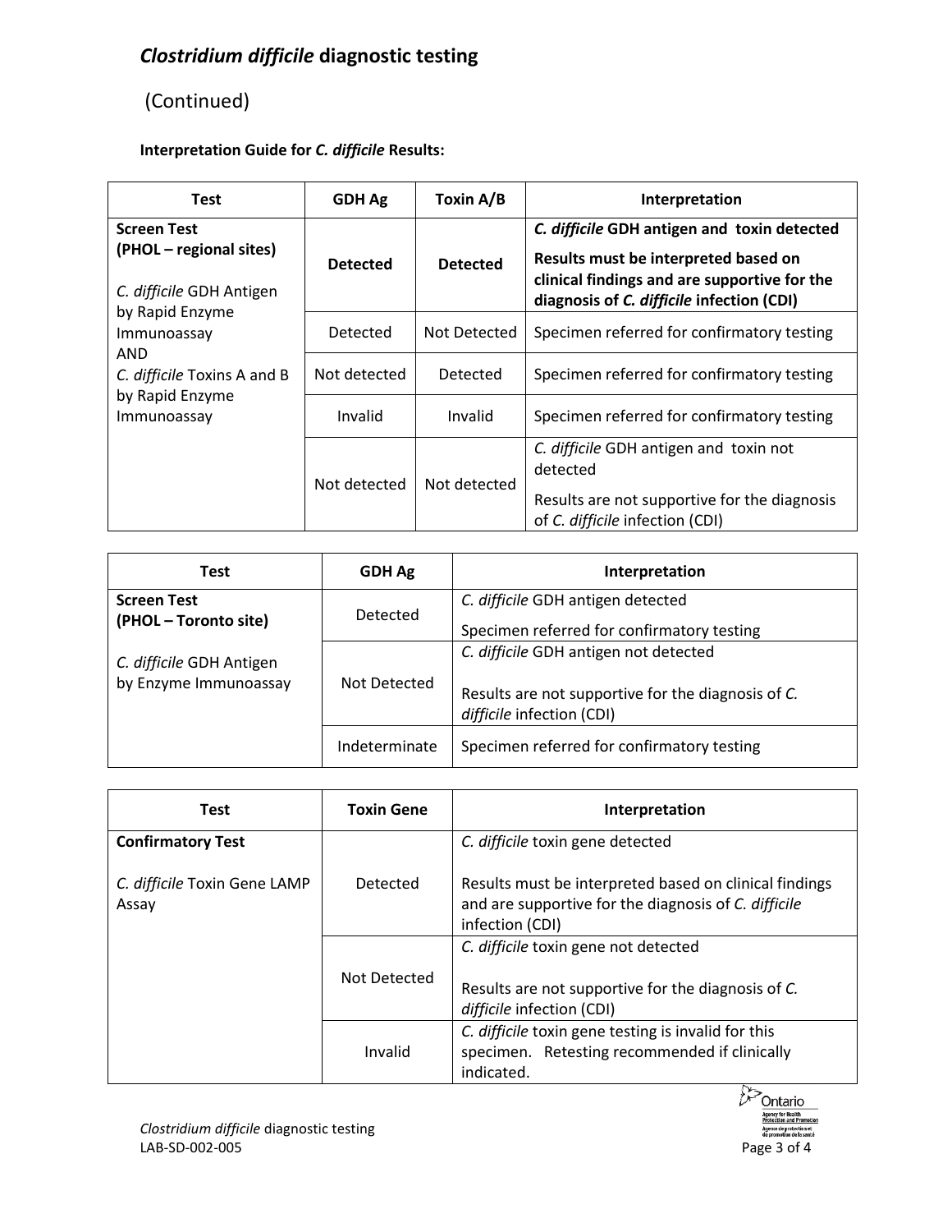# *Clostridium difficile* diagnostic testing

(Continued)

**Interpretation Guide for *C. difficile* Results:**

| Test | GDH Ag | Toxin A/B | Interpretation |
|---|---|---|---|
| **Screen Test (PHOL – regional sites)** *C. difficile* GDH Antigen by Rapid Enzyme Immunoassay AND *C. difficile* Toxins A and B by Rapid Enzyme Immunoassay | **Detected** | **Detected** | ***C. difficile* GDH antigen and toxin detected** **Results must be interpreted based on clinical findings and are supportive for the diagnosis of *C. difficile* infection (CDI)** |
| | Detected | Not Detected | Specimen referred for confirmatory testing |
| | Not detected | Detected | Specimen referred for confirmatory testing |
| | Invalid | Invalid | Specimen referred for confirmatory testing |
| | Not detected | Not detected | *C. difficile* GDH antigen and toxin not detected Results are not supportive for the diagnosis of *C. difficile* infection (CDI) |

| Test | GDH Ag | Interpretation |
|---|---|---|
| **Screen Test (PHOL – Toronto site)** *C. difficile* GDH Antigen by Enzyme Immunoassay | Detected | *C. difficile* GDH antigen detected Specimen referred for confirmatory testing |
| | Not Detected | *C. difficile* GDH antigen not detected Results are not supportive for the diagnosis of *C. difficile* infection (CDI) |
| | Indeterminate | Specimen referred for confirmatory testing |

| Test | Toxin Gene | Interpretation |
|---|---|---|
| **Confirmatory Test** *C. difficile* Toxin Gene LAMP Assay | Detected | *C. difficile* toxin gene detected Results must be interpreted based on clinical findings and are supportive for the diagnosis of *C. difficile* infection (CDI) |
| | Not Detected | *C. difficile* toxin gene not detected Results are not supportive for the diagnosis of *C. difficile* infection (CDI) |
| | Invalid | *C. difficile* toxin gene testing is invalid for this specimen. Retesting recommended if clinically indicated. |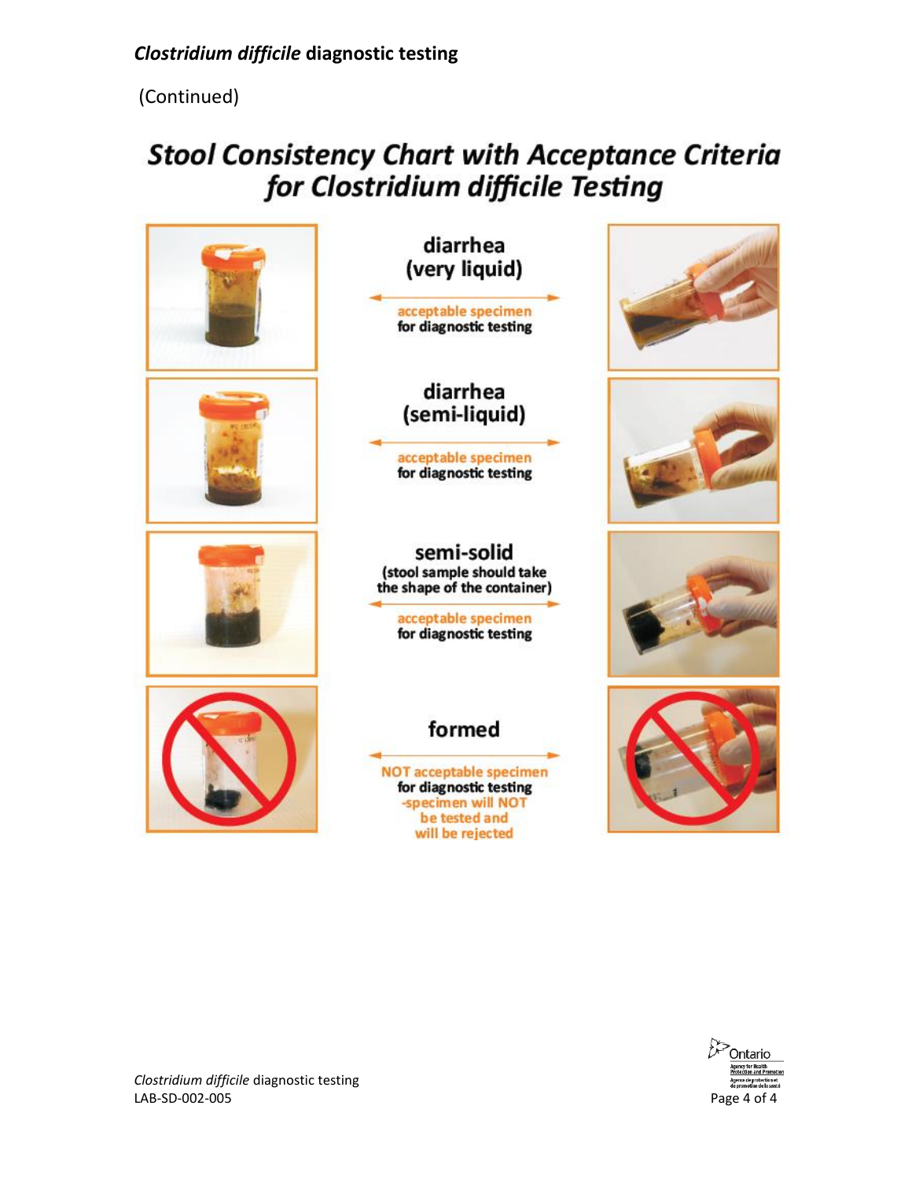*Clostridium difficile* **diagnostic testing**

(Continued)

# *Stool Consistency Chart with Acceptance Criteria for Clostridium difficile Testing*

**diarrhea (very liquid)**

acceptable specimen
for diagnostic testing

**diarrhea (semi-liquid)**

acceptable specimen
for diagnostic testing

**semi-solid**
(stool sample should take the shape of the container)

acceptable specimen
for diagnostic testing

**formed**

NOT acceptable specimen
for diagnostic testing
-specimen will NOT be tested and will be rejected